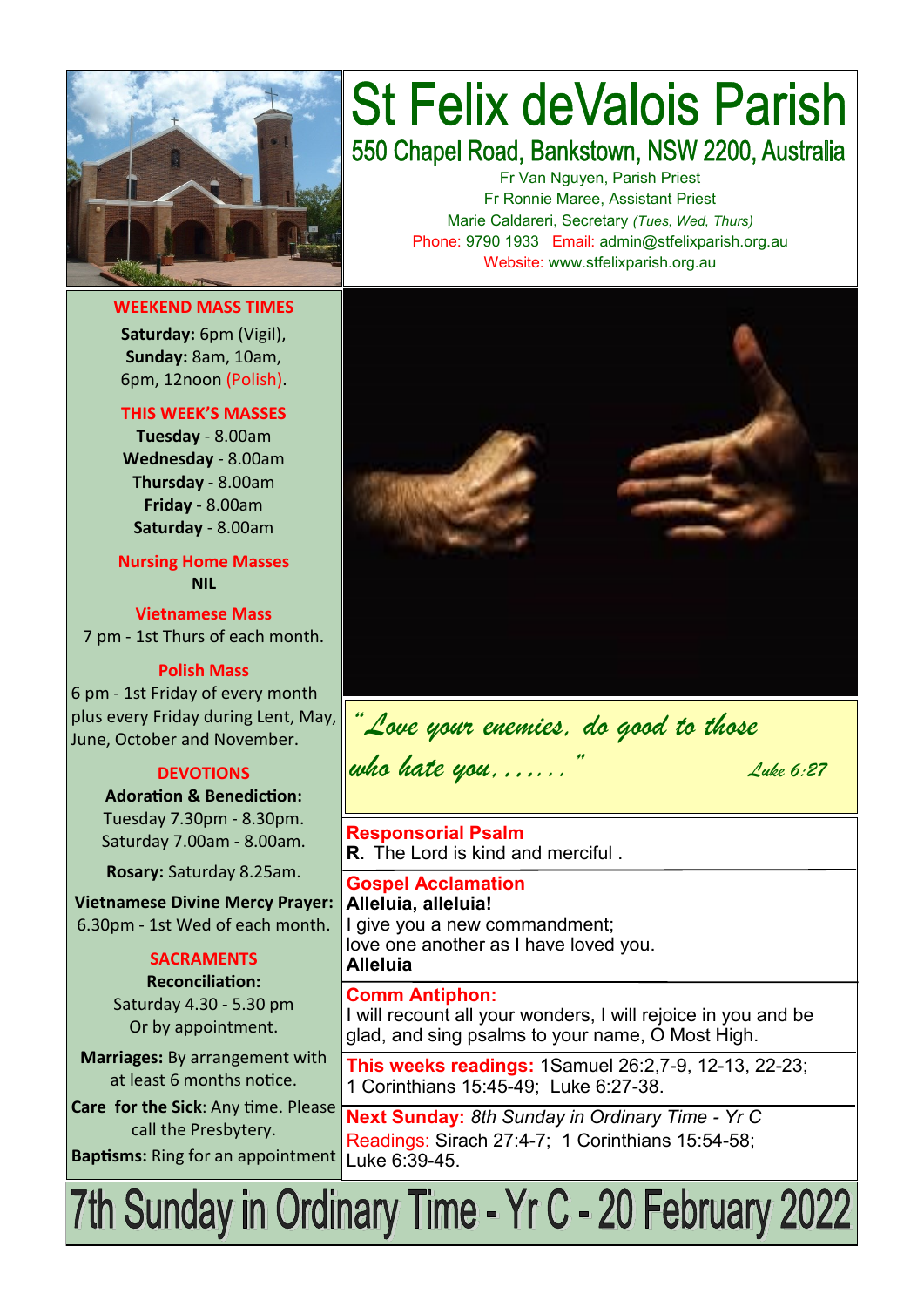# St Felix deValois Parish

## 550 Chapel Road, Bankstown, NSW 2200, Australia

Fr Van Nguyen, Parish Priest
Fr Ronnie Maree, Assistant Priest
Marie Caldareri, Secretary *(Tues, Wed, Thurs)*
Phone: 9790 1933 Email: admin@stfelixparish.org.au
Website: www.stfelixparish.org.au

### WEEKEND MASS TIMES

**Saturday:** 6pm (Vigil),
**Sunday:** 8am, 10am, 6pm, 12noon (Polish).

### THIS WEEK'S MASSES

**Tuesday** - 8.00am
**Wednesday** - 8.00am
**Thursday** - 8.00am
**Friday** - 8.00am
**Saturday** - 8.00am

### Nursing Home Masses

**NIL**

### Vietnamese Mass

7 pm - 1st Thurs of each month.

### Polish Mass

6 pm - 1st Friday of every month plus every Friday during Lent, May, June, October and November.

### DEVOTIONS

**Adoration & Benediction:**
Tuesday 7.30pm - 8.30pm.
Saturday 7.00am - 8.00am.

**Rosary:** Saturday 8.25am.

**Vietnamese Divine Mercy Prayer:** 6.30pm - 1st Wed of each month.

### SACRAMENTS

**Reconciliation:**
Saturday 4.30 - 5.30 pm
Or by appointment.

**Marriages:** By arrangement with at least 6 months notice.

**Care for the Sick**: Any time. Please call the Presbytery.

**Baptisms:** Ring for an appointment

*"Love your enemies, do good to those who hate you,……"* *Luke 6:27*

**Responsorial Psalm**
**R.** The Lord is kind and merciful .

**Gospel Acclamation**
**Alleluia, alleluia!**
I give you a new commandment;
love one another as I have loved you.
**Alleluia**

**Comm Antiphon:**
I will recount all your wonders, I will rejoice in you and be glad, and sing psalms to your name, O Most High.

**This weeks readings:** 1Samuel 26:2,7-9, 12-13, 22-23; 1 Corinthians 15:45-49; Luke 6:27-38.

**Next Sunday:** *8th Sunday in Ordinary Time - Yr C*
Readings: Sirach 27:4-7; 1 Corinthians 15:54-58; Luke 6:39-45.

# 7th Sunday in Ordinary Time - Yr C - 20 February 2022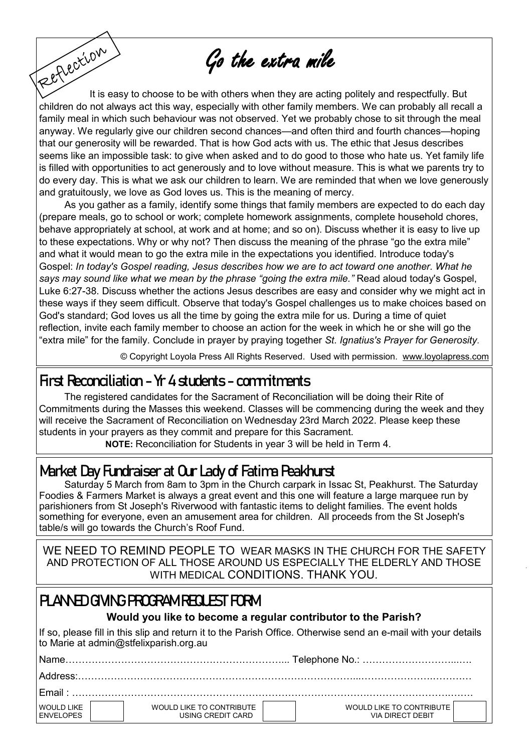Reflection

# Go the extra mile

It is easy to choose to be with others when they are acting politely and respectfully. But children do not always act this way, especially with other family members. We can probably all recall a family meal in which such behaviour was not observed. Yet we probably chose to sit through the meal anyway. We regularly give our children second chances—and often third and fourth chances—hoping that our generosity will be rewarded. That is how God acts with us. The ethic that Jesus describes seems like an impossible task: to give when asked and to do good to those who hate us. Yet family life is filled with opportunities to act generously and to love without measure. This is what we parents try to do every day. This is what we ask our children to learn. We are reminded that when we love generously and gratuitously, we love as God loves us. This is the meaning of mercy.

As you gather as a family, identify some things that family members are expected to do each day (prepare meals, go to school or work; complete homework assignments, complete household chores, behave appropriately at school, at work and at home; and so on). Discuss whether it is easy to live up to these expectations. Why or why not? Then discuss the meaning of the phrase "go the extra mile" and what it would mean to go the extra mile in the expectations you identified. Introduce today's Gospel: *In today's Gospel reading, Jesus describes how we are to act toward one another. What he says may sound like what we mean by the phrase "going the extra mile."* Read aloud today's Gospel, Luke 6:27-38. Discuss whether the actions Jesus describes are easy and consider why we might act in these ways if they seem difficult. Observe that today's Gospel challenges us to make choices based on God's standard; God loves us all the time by going the extra mile for us. During a time of quiet reflection, invite each family member to choose an action for the week in which he or she will go the "extra mile" for the family. Conclude in prayer by praying together *St. Ignatius's Prayer for Generosity*.

© Copyright Loyola Press All Rights Reserved. Used with permission. www.loyolapress.com

## First Reconciliation - Yr 4 students - commitments

The registered candidates for the Sacrament of Reconciliation will be doing their Rite of Commitments during the Masses this weekend. Classes will be commencing during the week and they will receive the Sacrament of Reconciliation on Wednesday 23rd March 2022. Please keep these students in your prayers as they commit and prepare for this Sacrament.

**NOTE:** Reconciliation for Students in year 3 will be held in Term 4.

## Market Day Fundraiser at Our Lady of Fatima Peakhurst

Saturday 5 March from 8am to 3pm in the Church carpark in Issac St, Peakhurst. The Saturday Foodies & Farmers Market is always a great event and this one will feature a large marquee run by parishioners from St Joseph's Riverwood with fantastic items to delight families. The event holds something for everyone, even an amusement area for children. All proceeds from the St Joseph's table/s will go towards the Church's Roof Fund.

WE NEED TO REMIND PEOPLE TO WEAR MASKS IN THE CHURCH FOR THE SAFETY AND PROTECTION OF ALL THOSE AROUND US ESPECIALLY THE ELDERLY AND THOSE WITH MEDICAL CONDITIONS. THANK YOU.

## PLANNED GIVING PROGRAM REQUEST FORM

**Would you like to become a regular contributor to the Parish?**

If so, please fill in this slip and return it to the Parish Office. Otherwise send an e-mail with your details to Marie at admin@stfelixparish.org.au

Name………………………………………………………... Telephone No.: …………………………..

Address:……………………………………………………………………………………………………

Email : ……………………………………………………………………………………………………

| WOULD LIKE ENVELOPES | | WOULD LIKE TO CONTRIBUTE USING CREDIT CARD | | WOULD LIKE TO CONTRIBUTE VIA DIRECT DEBIT | |
|---|---|---|---|---|---|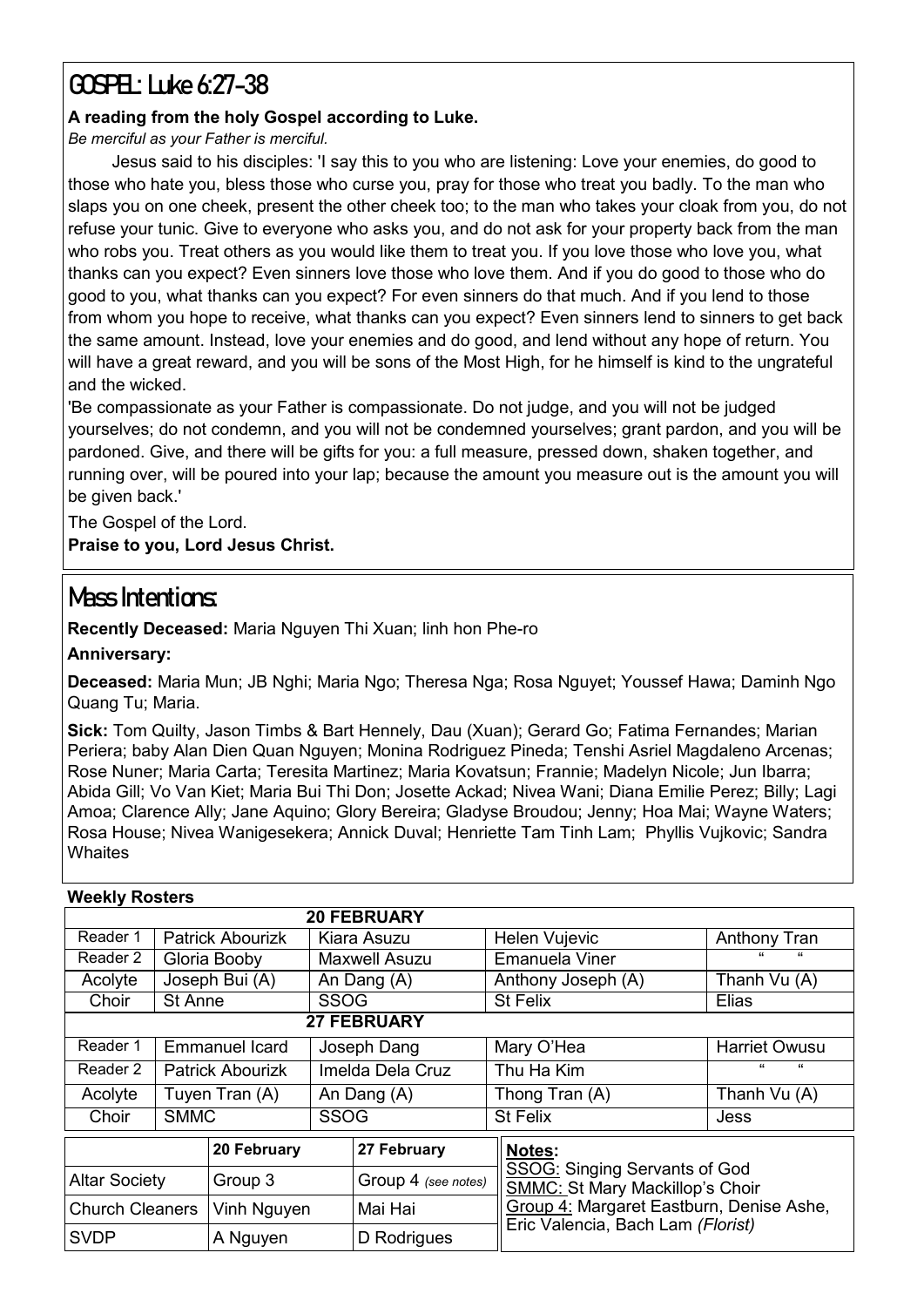## GOSPEL: Luke 6:27-38

**A reading from the holy Gospel according to Luke.**

*Be merciful as your Father is merciful.*

Jesus said to his disciples: 'I say this to you who are listening: Love your enemies, do good to those who hate you, bless those who curse you, pray for those who treat you badly. To the man who slaps you on one cheek, present the other cheek too; to the man who takes your cloak from you, do not refuse your tunic. Give to everyone who asks you, and do not ask for your property back from the man who robs you. Treat others as you would like them to treat you. If you love those who love you, what thanks can you expect? Even sinners love those who love them. And if you do good to those who do good to you, what thanks can you expect? For even sinners do that much. And if you lend to those from whom you hope to receive, what thanks can you expect? Even sinners lend to sinners to get back the same amount. Instead, love your enemies and do good, and lend without any hope of return. You will have a great reward, and you will be sons of the Most High, for he himself is kind to the ungrateful and the wicked.

'Be compassionate as your Father is compassionate. Do not judge, and you will not be judged yourselves; do not condemn, and you will not be condemned yourselves; grant pardon, and you will be pardoned. Give, and there will be gifts for you: a full measure, pressed down, shaken together, and running over, will be poured into your lap; because the amount you measure out is the amount you will be given back.'

The Gospel of the Lord.

**Praise to you, Lord Jesus Christ.**

## Mass Intentions:

**Recently Deceased:** Maria Nguyen Thi Xuan; linh hon Phe-ro

**Anniversary:**

**Deceased:** Maria Mun; JB Nghi; Maria Ngo; Theresa Nga; Rosa Nguyet; Youssef Hawa; Daminh Ngo Quang Tu; Maria.

**Sick:** Tom Quilty, Jason Timbs & Bart Hennely, Dau (Xuan); Gerard Go; Fatima Fernandes; Marian Periera; baby Alan Dien Quan Nguyen; Monina Rodriguez Pineda; Tenshi Asriel Magdaleno Arcenas; Rose Nuner; Maria Carta; Teresita Martinez; Maria Kovatsun; Frannie; Madelyn Nicole; Jun Ibarra; Abida Gill; Vo Van Kiet; Maria Bui Thi Don; Josette Ackad; Nivea Wani; Diana Emilie Perez; Billy; Lagi Amoa; Clarence Ally; Jane Aquino; Glory Bereira; Gladyse Broudou; Jenny; Hoa Mai; Wayne Waters; Rosa House; Nivea Wanigesekera; Annick Duval; Henriette Tam Tinh Lam; Phyllis Vujkovic; Sandra Whaites

**Weekly Rosters**

| **20 FEBRUARY** | | | | |
|---|---|---|---|---|
| Reader 1 | Patrick Abourizk | Kiara Asuzu | Helen Vujevic | Anthony Tran |
| Reader 2 | Gloria Booby | Maxwell Asuzu | Emanuela Viner | " " |
| Acolyte | Joseph Bui (A) | An Dang (A) | Anthony Joseph (A) | Thanh Vu (A) |
| Choir | St Anne | SSOG | St Felix | Elias |
| **27 FEBRUARY** | | | | |
| Reader 1 | Emmanuel Icard | Joseph Dang | Mary O'Hea | Harriet Owusu |
| Reader 2 | Patrick Abourizk | Imelda Dela Cruz | Thu Ha Kim | " " |
| Acolyte | Tuyen Tran (A) | An Dang (A) | Thong Tran (A) | Thanh Vu (A) |
| Choir | SMMC | SSOG | St Felix | Jess |

| | 20 February | 27 February |
|---|---|---|
| Altar Society | Group 3 | Group 4 *(see notes)* |
| Church Cleaners | Vinh Nguyen | Mai Hai |
| SVDP | A Nguyen | D Rodrigues |

**Notes:**

SSOG: Singing Servants of God

SMMC: St Mary Mackillop's Choir

Group 4: Margaret Eastburn, Denise Ashe, Eric Valencia, Bach Lam *(Florist)*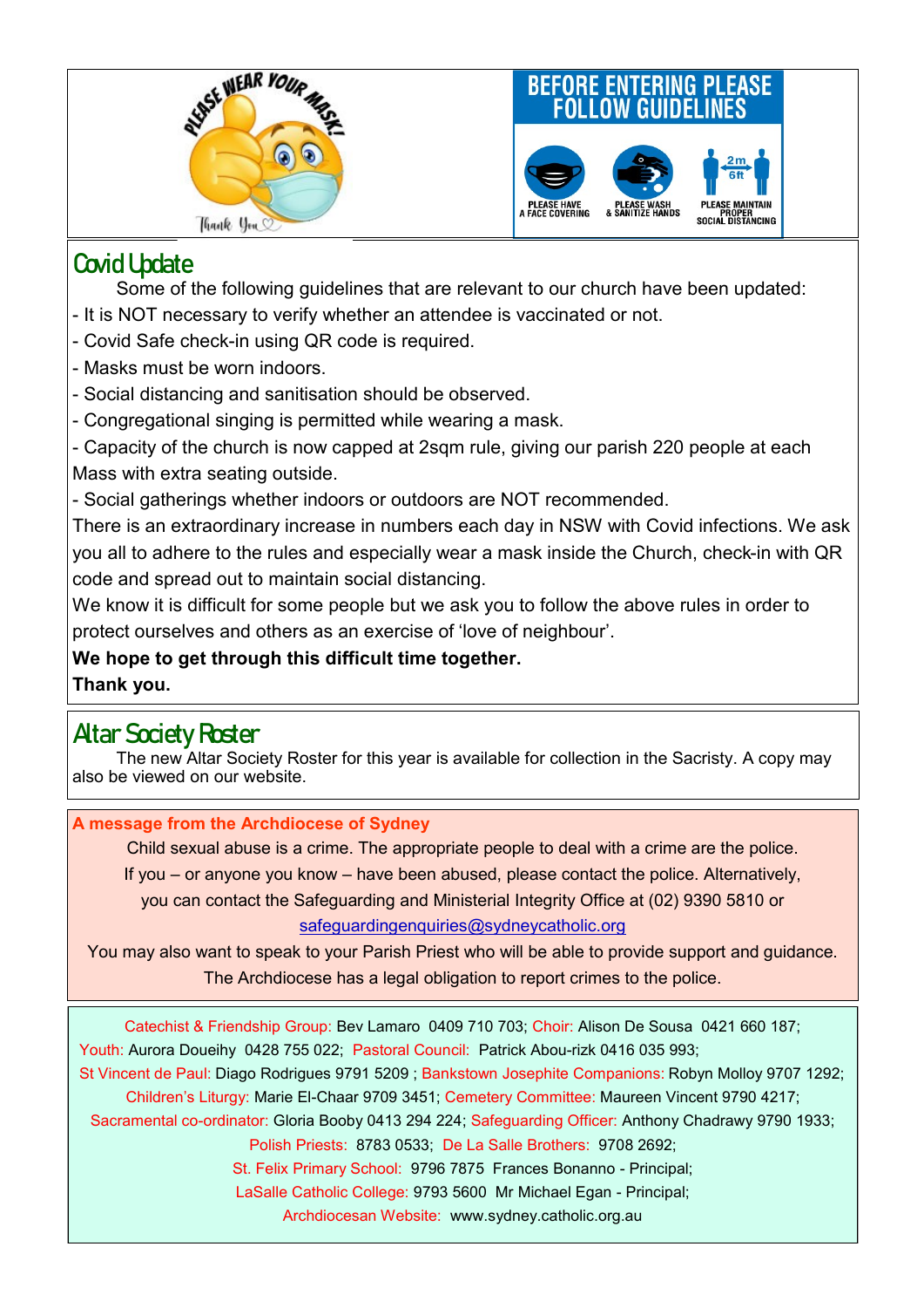PLEASE WEAR YOUR MASK!

Thank You

BEFORE ENTERING PLEASE FOLLOW GUIDELINES

PLEASE HAVE A FACE COVERING

PLEASE WASH & SANITIZE HANDS

2m 6ft

PLEASE MAINTAIN PROPER SOCIAL DISTANCING

## Covid Update

Some of the following guidelines that are relevant to our church have been updated:

- It is NOT necessary to verify whether an attendee is vaccinated or not.
- Covid Safe check-in using QR code is required.
- Masks must be worn indoors.
- Social distancing and sanitisation should be observed.
- Congregational singing is permitted while wearing a mask.
- Capacity of the church is now capped at 2sqm rule, giving our parish 220 people at each Mass with extra seating outside.
- Social gatherings whether indoors or outdoors are NOT recommended.

There is an extraordinary increase in numbers each day in NSW with Covid infections. We ask you all to adhere to the rules and especially wear a mask inside the Church, check-in with QR code and spread out to maintain social distancing.

We know it is difficult for some people but we ask you to follow the above rules in order to protect ourselves and others as an exercise of 'love of neighbour'.

**We hope to get through this difficult time together.**

**Thank you.**

## Altar Society Roster

The new Altar Society Roster for this year is available for collection in the Sacristy. A copy may also be viewed on our website.

**A message from the Archdiocese of Sydney**

Child sexual abuse is a crime. The appropriate people to deal with a crime are the police. If you – or anyone you know – have been abused, please contact the police. Alternatively, you can contact the Safeguarding and Ministerial Integrity Office at (02) 9390 5810 or safeguardingenquiries@sydneycatholic.org

You may also want to speak to your Parish Priest who will be able to provide support and guidance. The Archdiocese has a legal obligation to report crimes to the police.

Catechist & Friendship Group: Bev Lamaro 0409 710 703; Choir: Alison De Sousa 0421 660 187;
Youth: Aurora Doueihy 0428 755 022; Pastoral Council: Patrick Abou-rizk 0416 035 993;
St Vincent de Paul: Diago Rodrigues 9791 5209 ; Bankstown Josephite Companions: Robyn Molloy 9707 1292;
Children's Liturgy: Marie El-Chaar 9709 3451; Cemetery Committee: Maureen Vincent 9790 4217;
Sacramental co-ordinator: Gloria Booby 0413 294 224; Safeguarding Officer: Anthony Chadrawy 9790 1933;
Polish Priests: 8783 0533; De La Salle Brothers: 9708 2692;
St. Felix Primary School: 9796 7875 Frances Bonanno - Principal;
LaSalle Catholic College: 9793 5600 Mr Michael Egan - Principal;
Archdiocesan Website: www.sydney.catholic.org.au